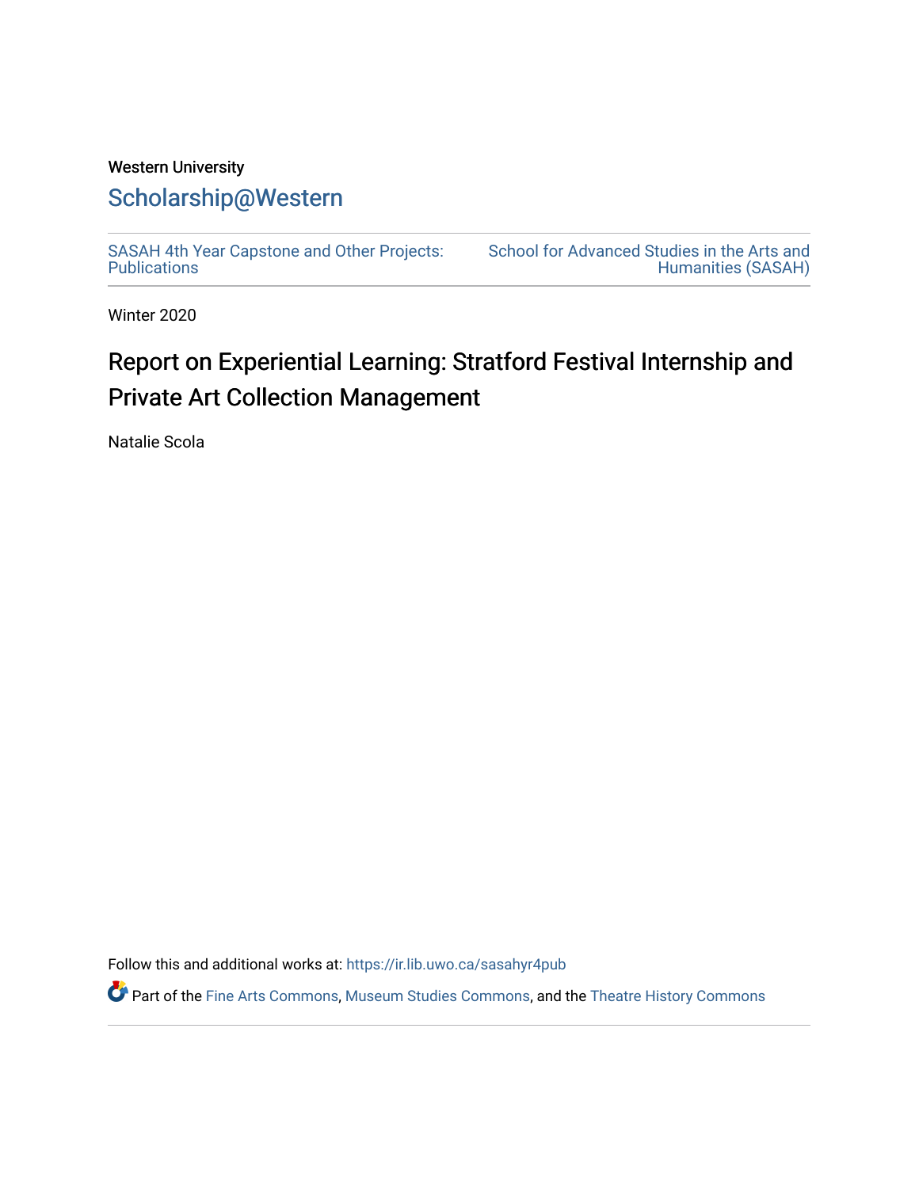Western University

# Scholarship@Western

SASAH 4th Year Capstone and Other Projects: Publications

School for Advanced Studies in the Arts and Humanities (SASAH)

Winter 2020

# Report on Experiential Learning: Stratford Festival Internship and Private Art Collection Management

Natalie Scola

Follow this and additional works at: https://ir.lib.uwo.ca/sasahyr4pub

Part of the Fine Arts Commons, Museum Studies Commons, and the Theatre History Commons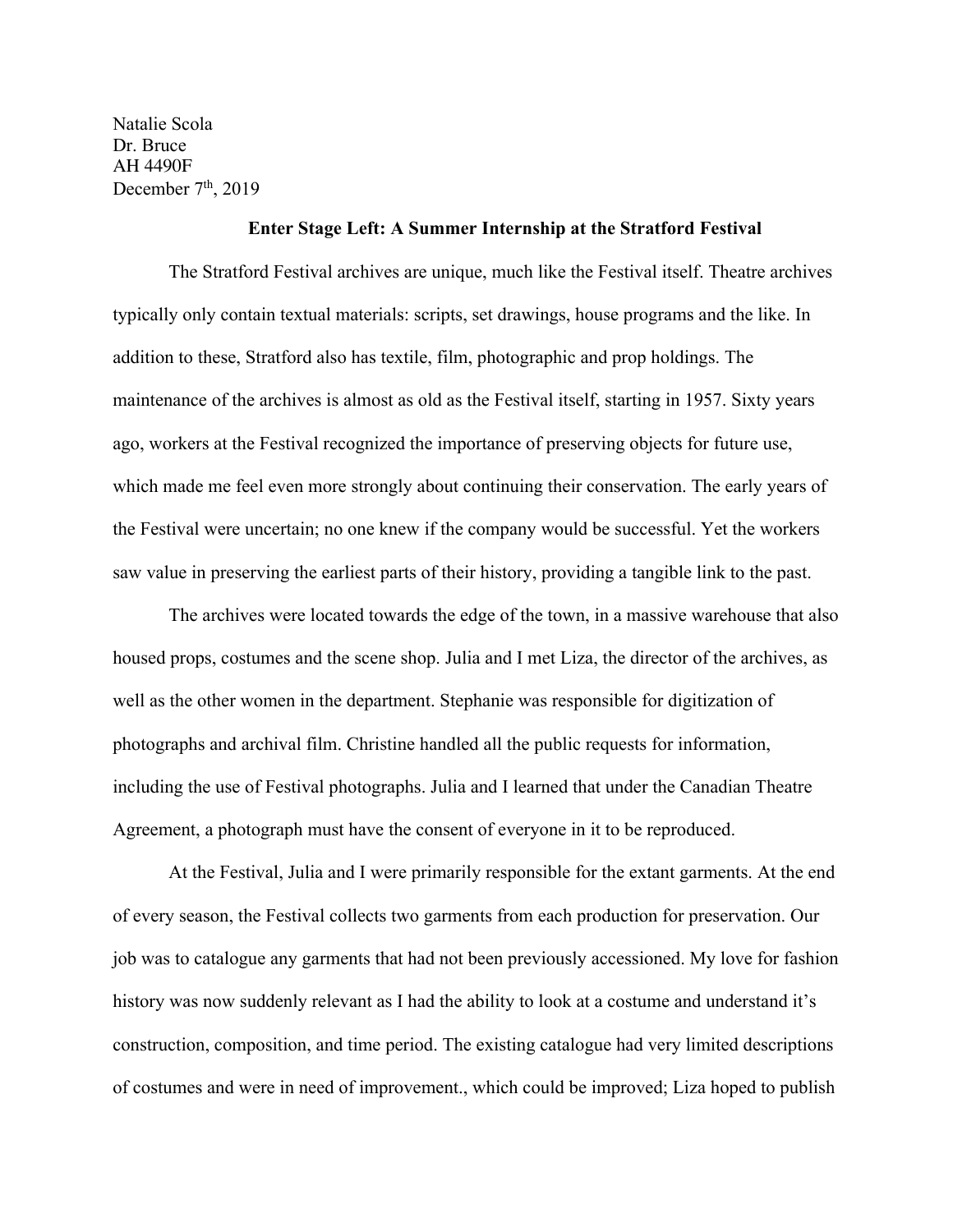Natalie Scola  
Dr. Bruce  
AH 4490F  
December 7th, 2019

**Enter Stage Left: A Summer Internship at the Stratford Festival**

The Stratford Festival archives are unique, much like the Festival itself. Theatre archives typically only contain textual materials: scripts, set drawings, house programs and the like. In addition to these, Stratford also has textile, film, photographic and prop holdings. The maintenance of the archives is almost as old as the Festival itself, starting in 1957. Sixty years ago, workers at the Festival recognized the importance of preserving objects for future use, which made me feel even more strongly about continuing their conservation. The early years of the Festival were uncertain; no one knew if the company would be successful. Yet the workers saw value in preserving the earliest parts of their history, providing a tangible link to the past.

The archives were located towards the edge of the town, in a massive warehouse that also housed props, costumes and the scene shop. Julia and I met Liza, the director of the archives, as well as the other women in the department. Stephanie was responsible for digitization of photographs and archival film. Christine handled all the public requests for information, including the use of Festival photographs. Julia and I learned that under the Canadian Theatre Agreement, a photograph must have the consent of everyone in it to be reproduced.

At the Festival, Julia and I were primarily responsible for the extant garments. At the end of every season, the Festival collects two garments from each production for preservation. Our job was to catalogue any garments that had not been previously accessioned. My love for fashion history was now suddenly relevant as I had the ability to look at a costume and understand it's construction, composition, and time period. The existing catalogue had very limited descriptions of costumes and were in need of improvement., which could be improved; Liza hoped to publish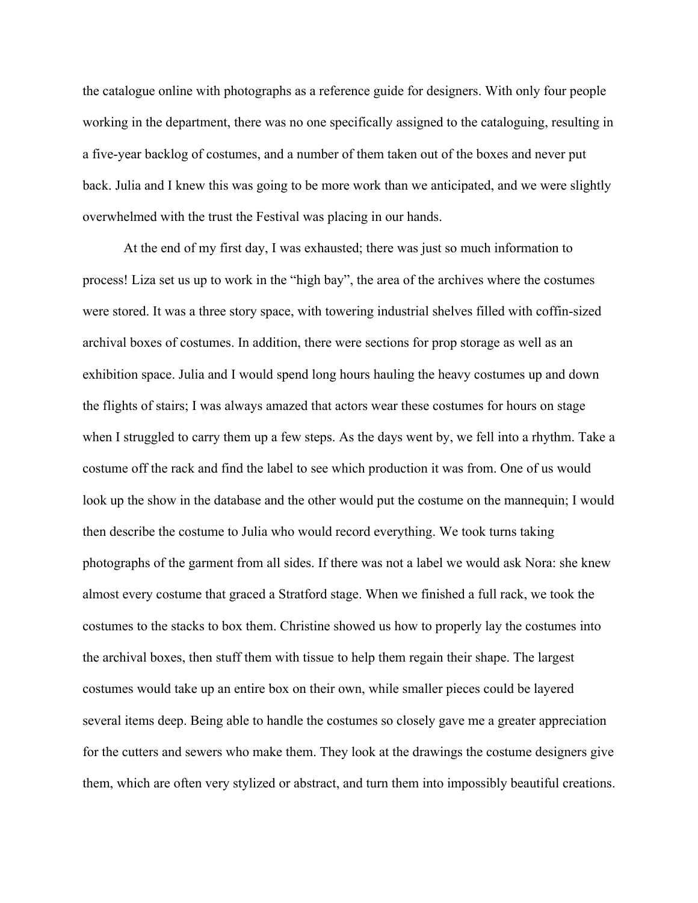the catalogue online with photographs as a reference guide for designers. With only four people working in the department, there was no one specifically assigned to the cataloguing, resulting in a five-year backlog of costumes, and a number of them taken out of the boxes and never put back. Julia and I knew this was going to be more work than we anticipated, and we were slightly overwhelmed with the trust the Festival was placing in our hands.

At the end of my first day, I was exhausted; there was just so much information to process! Liza set us up to work in the "high bay", the area of the archives where the costumes were stored. It was a three story space, with towering industrial shelves filled with coffin-sized archival boxes of costumes. In addition, there were sections for prop storage as well as an exhibition space. Julia and I would spend long hours hauling the heavy costumes up and down the flights of stairs; I was always amazed that actors wear these costumes for hours on stage when I struggled to carry them up a few steps. As the days went by, we fell into a rhythm. Take a costume off the rack and find the label to see which production it was from. One of us would look up the show in the database and the other would put the costume on the mannequin; I would then describe the costume to Julia who would record everything. We took turns taking photographs of the garment from all sides. If there was not a label we would ask Nora: she knew almost every costume that graced a Stratford stage. When we finished a full rack, we took the costumes to the stacks to box them. Christine showed us how to properly lay the costumes into the archival boxes, then stuff them with tissue to help them regain their shape. The largest costumes would take up an entire box on their own, while smaller pieces could be layered several items deep. Being able to handle the costumes so closely gave me a greater appreciation for the cutters and sewers who make them. They look at the drawings the costume designers give them, which are often very stylized or abstract, and turn them into impossibly beautiful creations.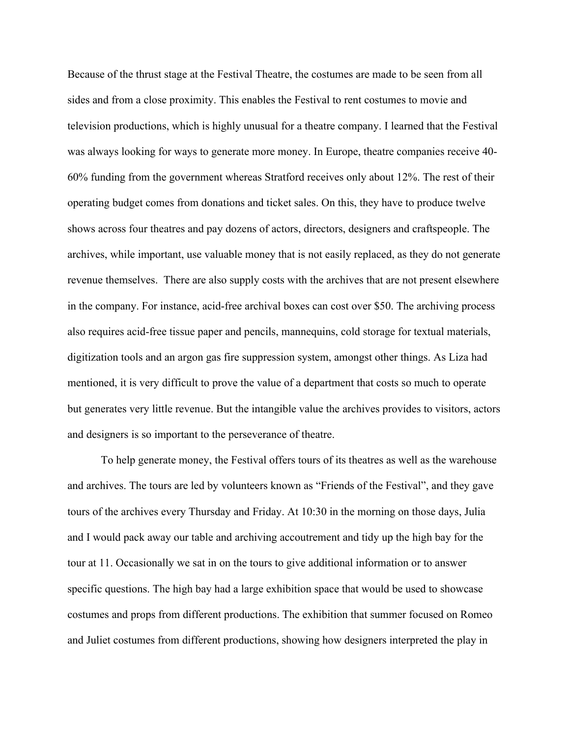Because of the thrust stage at the Festival Theatre, the costumes are made to be seen from all sides and from a close proximity. This enables the Festival to rent costumes to movie and television productions, which is highly unusual for a theatre company. I learned that the Festival was always looking for ways to generate more money. In Europe, theatre companies receive 40-60% funding from the government whereas Stratford receives only about 12%. The rest of their operating budget comes from donations and ticket sales. On this, they have to produce twelve shows across four theatres and pay dozens of actors, directors, designers and craftspeople. The archives, while important, use valuable money that is not easily replaced, as they do not generate revenue themselves. There are also supply costs with the archives that are not present elsewhere in the company. For instance, acid-free archival boxes can cost over $50. The archiving process also requires acid-free tissue paper and pencils, mannequins, cold storage for textual materials, digitization tools and an argon gas fire suppression system, amongst other things. As Liza had mentioned, it is very difficult to prove the value of a department that costs so much to operate but generates very little revenue. But the intangible value the archives provides to visitors, actors and designers is so important to the perseverance of theatre.

To help generate money, the Festival offers tours of its theatres as well as the warehouse and archives. The tours are led by volunteers known as "Friends of the Festival", and they gave tours of the archives every Thursday and Friday. At 10:30 in the morning on those days, Julia and I would pack away our table and archiving accoutrement and tidy up the high bay for the tour at 11. Occasionally we sat in on the tours to give additional information or to answer specific questions. The high bay had a large exhibition space that would be used to showcase costumes and props from different productions. The exhibition that summer focused on Romeo and Juliet costumes from different productions, showing how designers interpreted the play in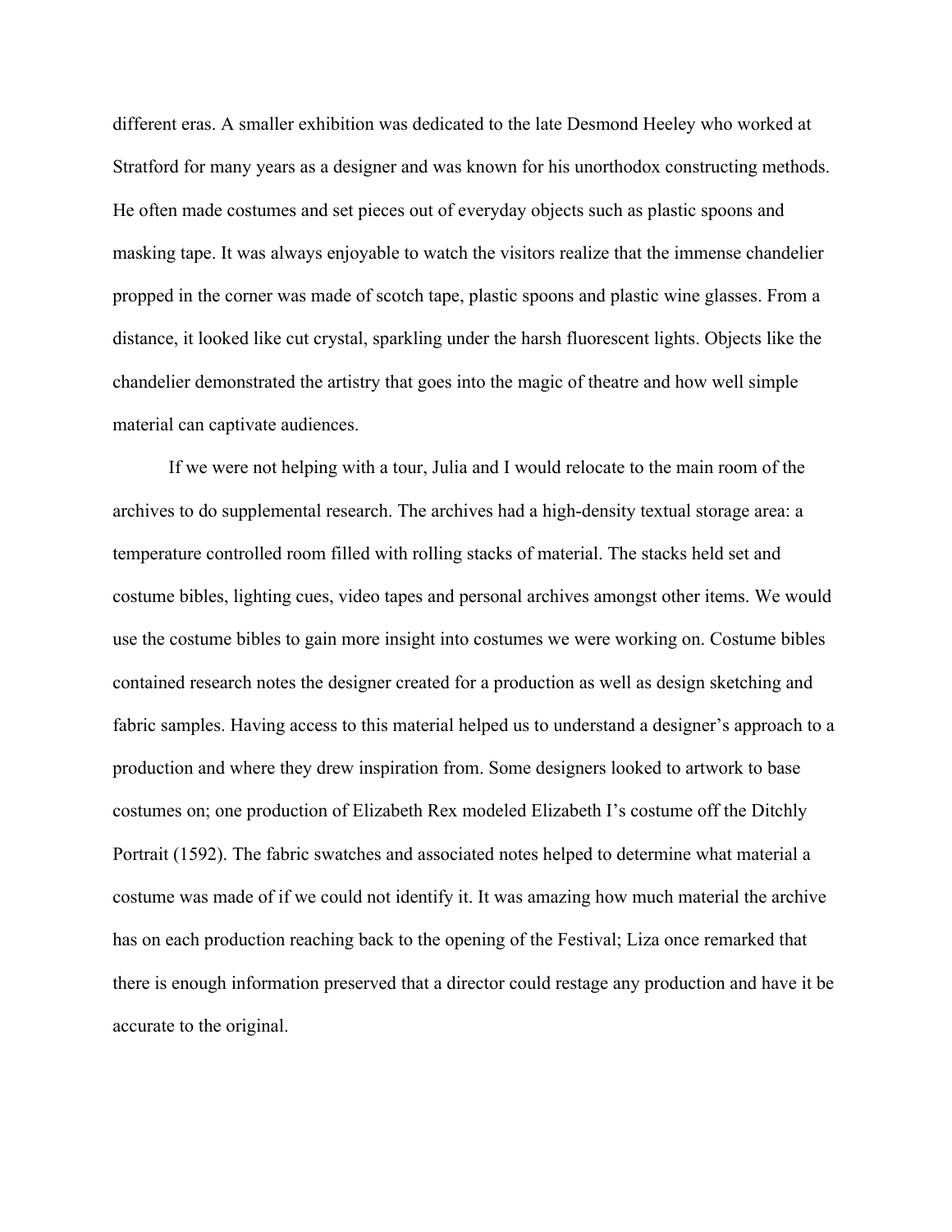different eras. A smaller exhibition was dedicated to the late Desmond Heeley who worked at Stratford for many years as a designer and was known for his unorthodox constructing methods. He often made costumes and set pieces out of everyday objects such as plastic spoons and masking tape. It was always enjoyable to watch the visitors realize that the immense chandelier propped in the corner was made of scotch tape, plastic spoons and plastic wine glasses. From a distance, it looked like cut crystal, sparkling under the harsh fluorescent lights. Objects like the chandelier demonstrated the artistry that goes into the magic of theatre and how well simple material can captivate audiences.

If we were not helping with a tour, Julia and I would relocate to the main room of the archives to do supplemental research. The archives had a high-density textual storage area: a temperature controlled room filled with rolling stacks of material. The stacks held set and costume bibles, lighting cues, video tapes and personal archives amongst other items. We would use the costume bibles to gain more insight into costumes we were working on. Costume bibles contained research notes the designer created for a production as well as design sketching and fabric samples. Having access to this material helped us to understand a designer's approach to a production and where they drew inspiration from. Some designers looked to artwork to base costumes on; one production of Elizabeth Rex modeled Elizabeth I's costume off the Ditchly Portrait (1592). The fabric swatches and associated notes helped to determine what material a costume was made of if we could not identify it. It was amazing how much material the archive has on each production reaching back to the opening of the Festival; Liza once remarked that there is enough information preserved that a director could restage any production and have it be accurate to the original.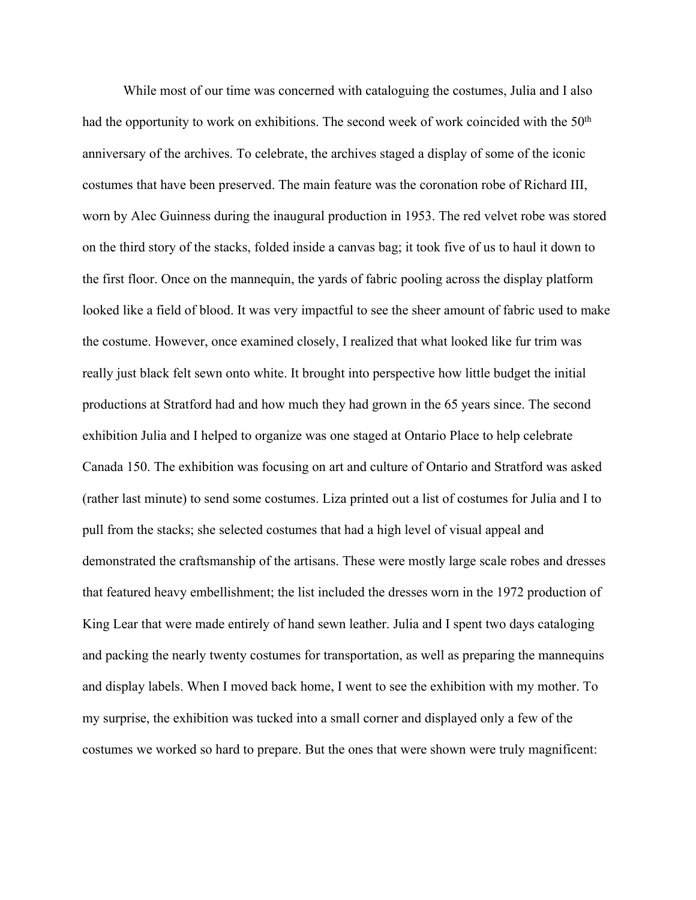While most of our time was concerned with cataloguing the costumes, Julia and I also had the opportunity to work on exhibitions. The second week of work coincided with the 50th anniversary of the archives. To celebrate, the archives staged a display of some of the iconic costumes that have been preserved. The main feature was the coronation robe of Richard III, worn by Alec Guinness during the inaugural production in 1953. The red velvet robe was stored on the third story of the stacks, folded inside a canvas bag; it took five of us to haul it down to the first floor. Once on the mannequin, the yards of fabric pooling across the display platform looked like a field of blood. It was very impactful to see the sheer amount of fabric used to make the costume. However, once examined closely, I realized that what looked like fur trim was really just black felt sewn onto white. It brought into perspective how little budget the initial productions at Stratford had and how much they had grown in the 65 years since. The second exhibition Julia and I helped to organize was one staged at Ontario Place to help celebrate Canada 150. The exhibition was focusing on art and culture of Ontario and Stratford was asked (rather last minute) to send some costumes. Liza printed out a list of costumes for Julia and I to pull from the stacks; she selected costumes that had a high level of visual appeal and demonstrated the craftsmanship of the artisans. These were mostly large scale robes and dresses that featured heavy embellishment; the list included the dresses worn in the 1972 production of King Lear that were made entirely of hand sewn leather. Julia and I spent two days cataloging and packing the nearly twenty costumes for transportation, as well as preparing the mannequins and display labels. When I moved back home, I went to see the exhibition with my mother. To my surprise, the exhibition was tucked into a small corner and displayed only a few of the costumes we worked so hard to prepare. But the ones that were shown were truly magnificent: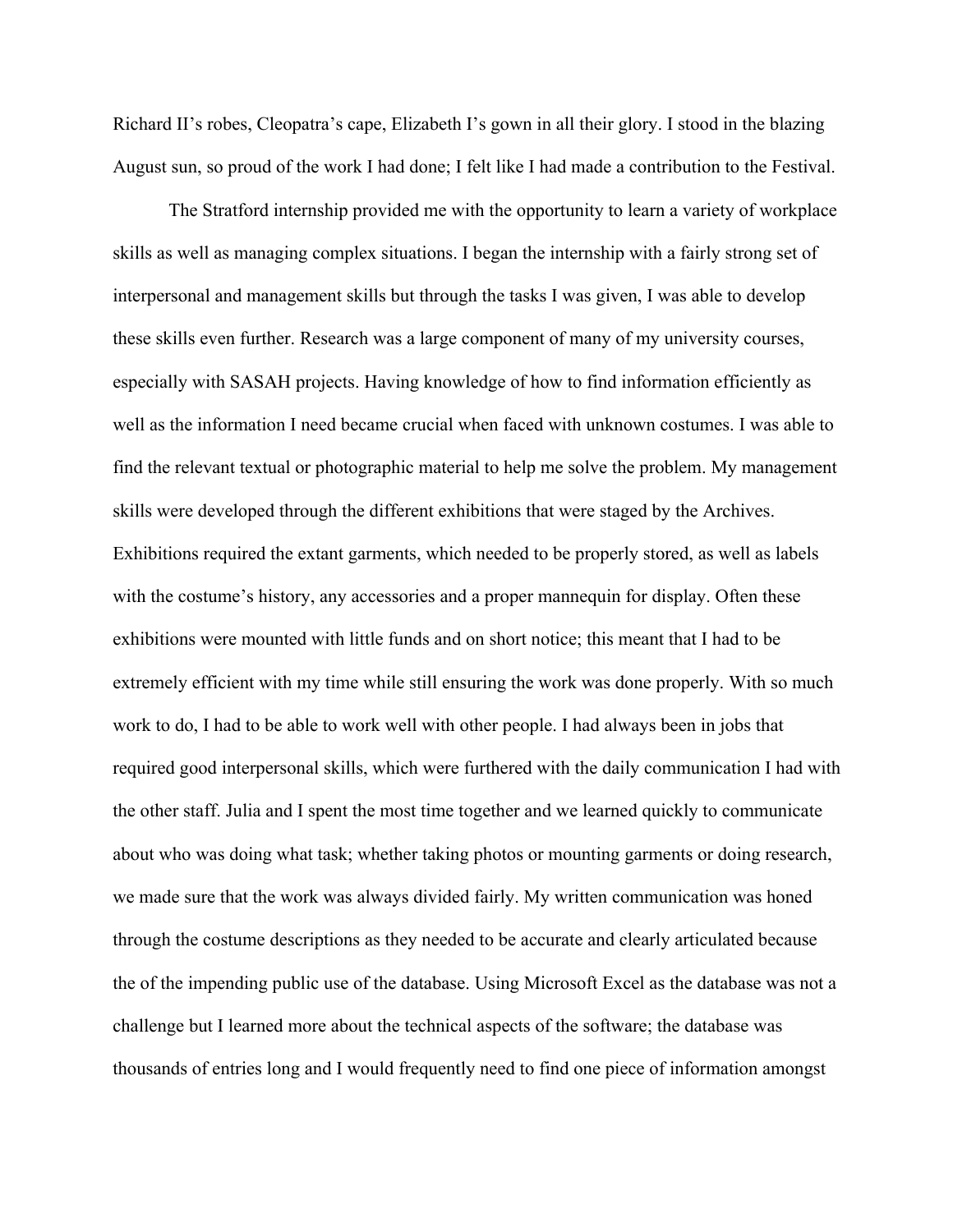Richard II's robes, Cleopatra's cape, Elizabeth I's gown in all their glory. I stood in the blazing August sun, so proud of the work I had done; I felt like I had made a contribution to the Festival.

The Stratford internship provided me with the opportunity to learn a variety of workplace skills as well as managing complex situations. I began the internship with a fairly strong set of interpersonal and management skills but through the tasks I was given, I was able to develop these skills even further. Research was a large component of many of my university courses, especially with SASAH projects. Having knowledge of how to find information efficiently as well as the information I need became crucial when faced with unknown costumes. I was able to find the relevant textual or photographic material to help me solve the problem. My management skills were developed through the different exhibitions that were staged by the Archives. Exhibitions required the extant garments, which needed to be properly stored, as well as labels with the costume's history, any accessories and a proper mannequin for display. Often these exhibitions were mounted with little funds and on short notice; this meant that I had to be extremely efficient with my time while still ensuring the work was done properly. With so much work to do, I had to be able to work well with other people. I had always been in jobs that required good interpersonal skills, which were furthered with the daily communication I had with the other staff. Julia and I spent the most time together and we learned quickly to communicate about who was doing what task; whether taking photos or mounting garments or doing research, we made sure that the work was always divided fairly. My written communication was honed through the costume descriptions as they needed to be accurate and clearly articulated because the of the impending public use of the database. Using Microsoft Excel as the database was not a challenge but I learned more about the technical aspects of the software; the database was thousands of entries long and I would frequently need to find one piece of information amongst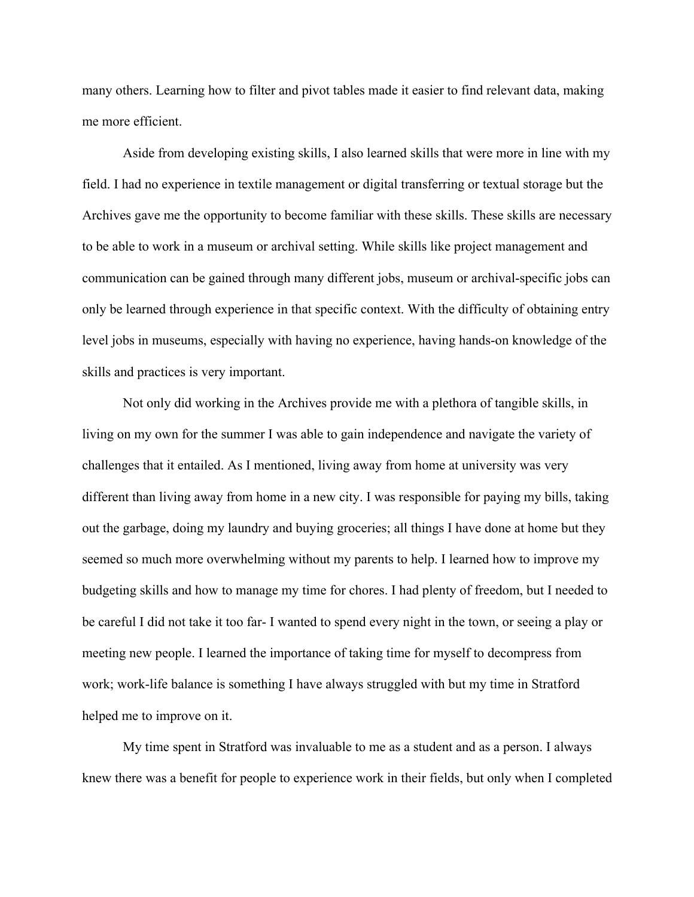many others. Learning how to filter and pivot tables made it easier to find relevant data, making me more efficient.

Aside from developing existing skills, I also learned skills that were more in line with my field. I had no experience in textile management or digital transferring or textual storage but the Archives gave me the opportunity to become familiar with these skills. These skills are necessary to be able to work in a museum or archival setting. While skills like project management and communication can be gained through many different jobs, museum or archival-specific jobs can only be learned through experience in that specific context. With the difficulty of obtaining entry level jobs in museums, especially with having no experience, having hands-on knowledge of the skills and practices is very important.

Not only did working in the Archives provide me with a plethora of tangible skills, in living on my own for the summer I was able to gain independence and navigate the variety of challenges that it entailed. As I mentioned, living away from home at university was very different than living away from home in a new city. I was responsible for paying my bills, taking out the garbage, doing my laundry and buying groceries; all things I have done at home but they seemed so much more overwhelming without my parents to help. I learned how to improve my budgeting skills and how to manage my time for chores. I had plenty of freedom, but I needed to be careful I did not take it too far- I wanted to spend every night in the town, or seeing a play or meeting new people. I learned the importance of taking time for myself to decompress from work; work-life balance is something I have always struggled with but my time in Stratford helped me to improve on it.

My time spent in Stratford was invaluable to me as a student and as a person. I always knew there was a benefit for people to experience work in their fields, but only when I completed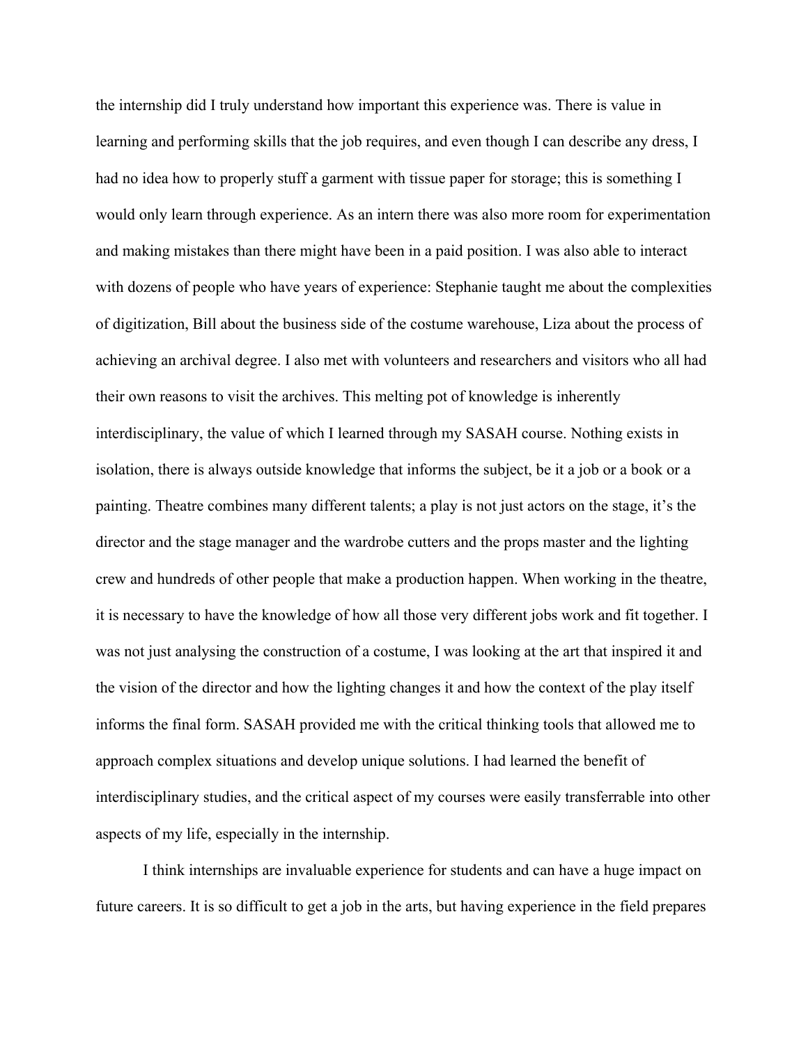the internship did I truly understand how important this experience was. There is value in learning and performing skills that the job requires, and even though I can describe any dress, I had no idea how to properly stuff a garment with tissue paper for storage; this is something I would only learn through experience. As an intern there was also more room for experimentation and making mistakes than there might have been in a paid position. I was also able to interact with dozens of people who have years of experience: Stephanie taught me about the complexities of digitization, Bill about the business side of the costume warehouse, Liza about the process of achieving an archival degree. I also met with volunteers and researchers and visitors who all had their own reasons to visit the archives. This melting pot of knowledge is inherently interdisciplinary, the value of which I learned through my SASAH course. Nothing exists in isolation, there is always outside knowledge that informs the subject, be it a job or a book or a painting. Theatre combines many different talents; a play is not just actors on the stage, it's the director and the stage manager and the wardrobe cutters and the props master and the lighting crew and hundreds of other people that make a production happen. When working in the theatre, it is necessary to have the knowledge of how all those very different jobs work and fit together. I was not just analysing the construction of a costume, I was looking at the art that inspired it and the vision of the director and how the lighting changes it and how the context of the play itself informs the final form. SASAH provided me with the critical thinking tools that allowed me to approach complex situations and develop unique solutions. I had learned the benefit of interdisciplinary studies, and the critical aspect of my courses were easily transferrable into other aspects of my life, especially in the internship.

I think internships are invaluable experience for students and can have a huge impact on future careers. It is so difficult to get a job in the arts, but having experience in the field prepares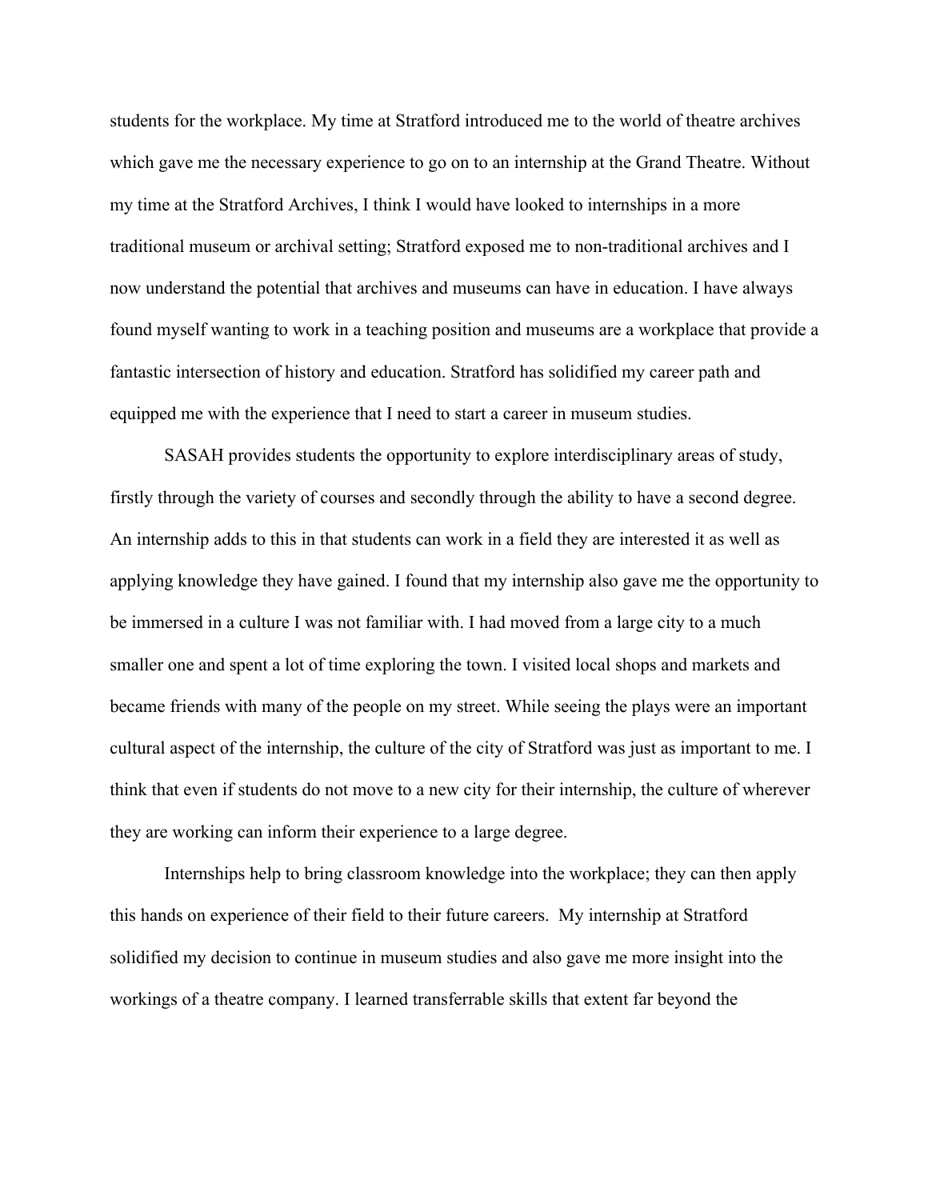students for the workplace. My time at Stratford introduced me to the world of theatre archives which gave me the necessary experience to go on to an internship at the Grand Theatre. Without my time at the Stratford Archives, I think I would have looked to internships in a more traditional museum or archival setting; Stratford exposed me to non-traditional archives and I now understand the potential that archives and museums can have in education. I have always found myself wanting to work in a teaching position and museums are a workplace that provide a fantastic intersection of history and education. Stratford has solidified my career path and equipped me with the experience that I need to start a career in museum studies.

SASAH provides students the opportunity to explore interdisciplinary areas of study, firstly through the variety of courses and secondly through the ability to have a second degree. An internship adds to this in that students can work in a field they are interested it as well as applying knowledge they have gained. I found that my internship also gave me the opportunity to be immersed in a culture I was not familiar with. I had moved from a large city to a much smaller one and spent a lot of time exploring the town. I visited local shops and markets and became friends with many of the people on my street. While seeing the plays were an important cultural aspect of the internship, the culture of the city of Stratford was just as important to me. I think that even if students do not move to a new city for their internship, the culture of wherever they are working can inform their experience to a large degree.

Internships help to bring classroom knowledge into the workplace; they can then apply this hands on experience of their field to their future careers. My internship at Stratford solidified my decision to continue in museum studies and also gave me more insight into the workings of a theatre company. I learned transferrable skills that extent far beyond the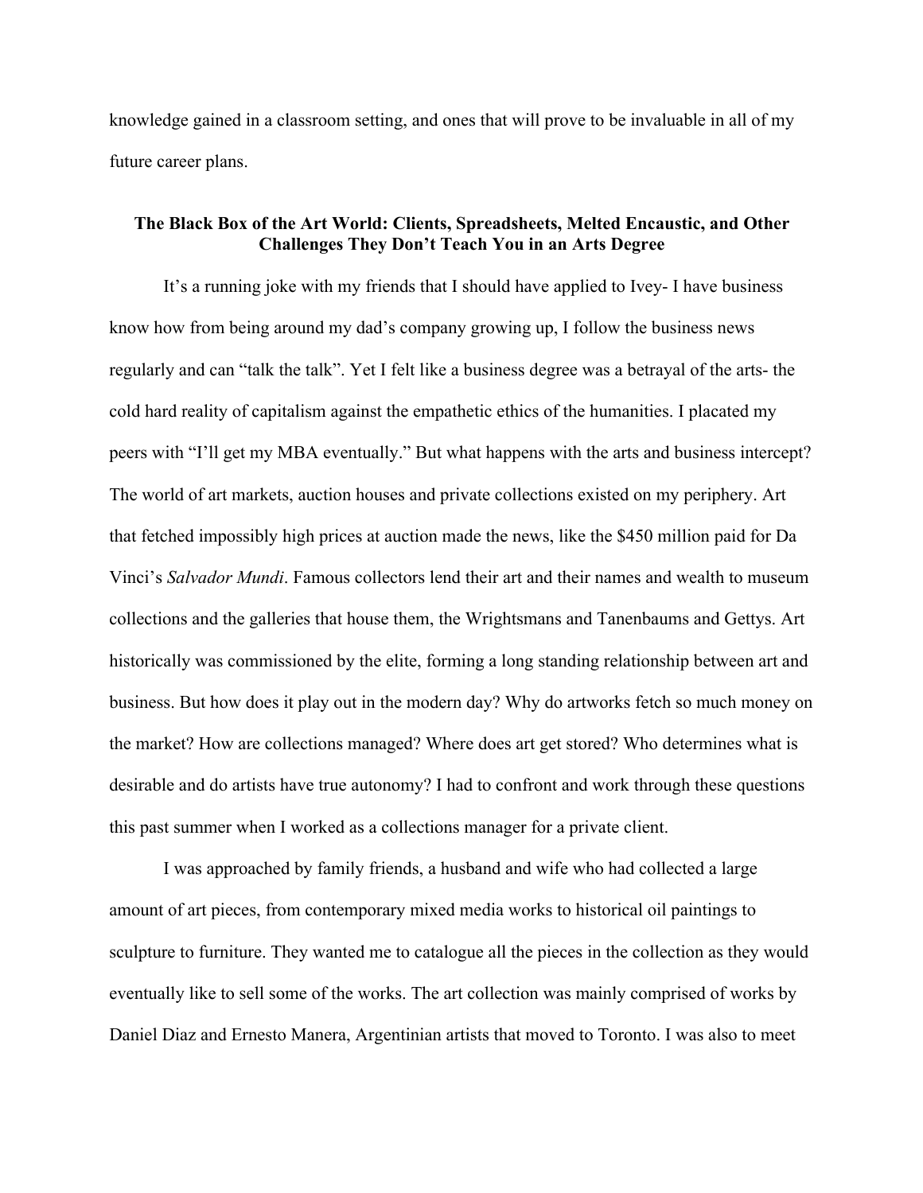knowledge gained in a classroom setting, and ones that will prove to be invaluable in all of my future career plans.

## The Black Box of the Art World: Clients, Spreadsheets, Melted Encaustic, and Other Challenges They Don't Teach You in an Arts Degree

It's a running joke with my friends that I should have applied to Ivey- I have business know how from being around my dad's company growing up, I follow the business news regularly and can "talk the talk". Yet I felt like a business degree was a betrayal of the arts- the cold hard reality of capitalism against the empathetic ethics of the humanities. I placated my peers with "I'll get my MBA eventually." But what happens with the arts and business intercept? The world of art markets, auction houses and private collections existed on my periphery. Art that fetched impossibly high prices at auction made the news, like the $450 million paid for Da Vinci's *Salvador Mundi*. Famous collectors lend their art and their names and wealth to museum collections and the galleries that house them, the Wrightsmans and Tanenbaums and Gettys. Art historically was commissioned by the elite, forming a long standing relationship between art and business. But how does it play out in the modern day? Why do artworks fetch so much money on the market? How are collections managed? Where does art get stored? Who determines what is desirable and do artists have true autonomy? I had to confront and work through these questions this past summer when I worked as a collections manager for a private client.

I was approached by family friends, a husband and wife who had collected a large amount of art pieces, from contemporary mixed media works to historical oil paintings to sculpture to furniture. They wanted me to catalogue all the pieces in the collection as they would eventually like to sell some of the works. The art collection was mainly comprised of works by Daniel Diaz and Ernesto Manera, Argentinian artists that moved to Toronto. I was also to meet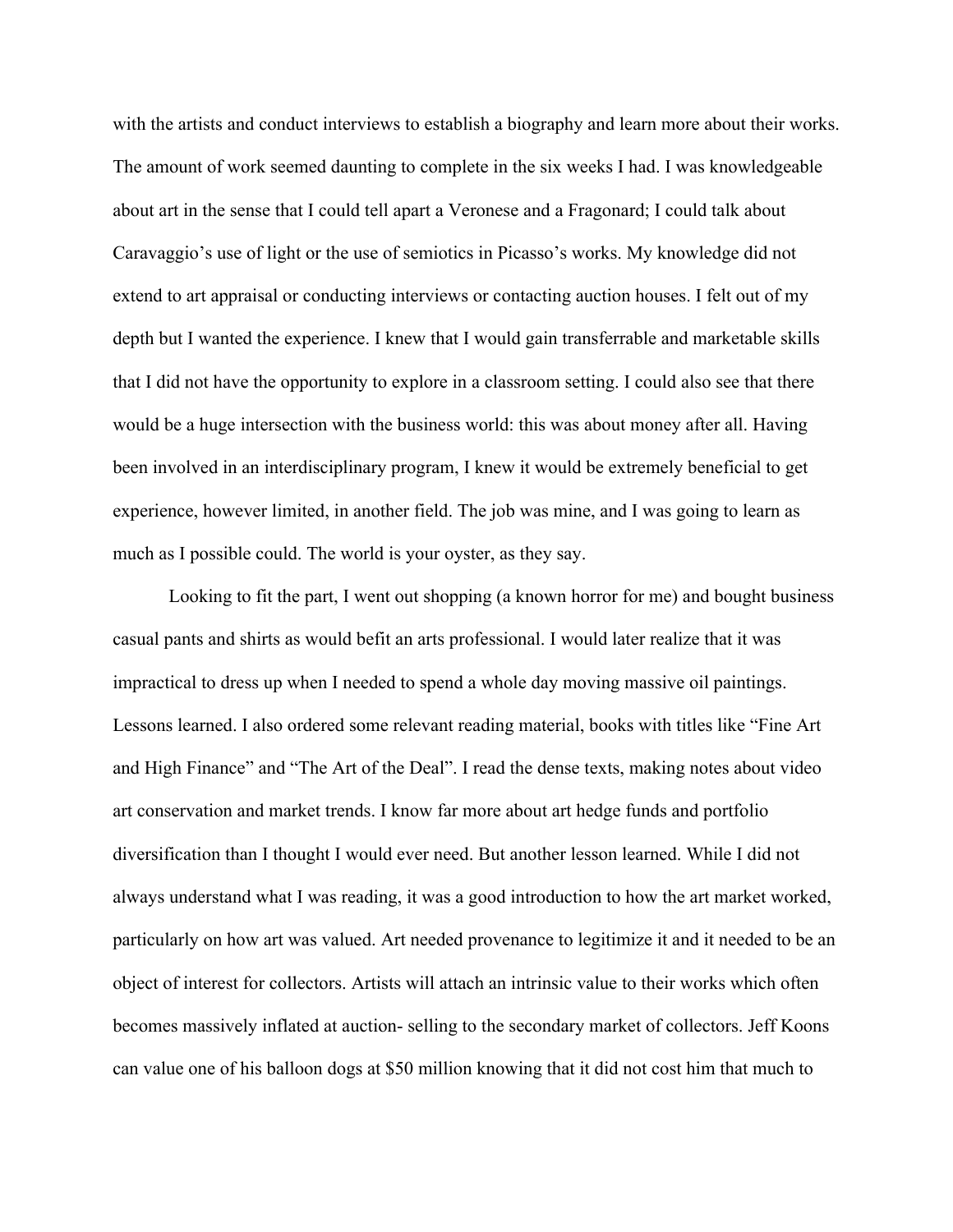with the artists and conduct interviews to establish a biography and learn more about their works. The amount of work seemed daunting to complete in the six weeks I had. I was knowledgeable about art in the sense that I could tell apart a Veronese and a Fragonard; I could talk about Caravaggio's use of light or the use of semiotics in Picasso's works. My knowledge did not extend to art appraisal or conducting interviews or contacting auction houses. I felt out of my depth but I wanted the experience. I knew that I would gain transferrable and marketable skills that I did not have the opportunity to explore in a classroom setting. I could also see that there would be a huge intersection with the business world: this was about money after all. Having been involved in an interdisciplinary program, I knew it would be extremely beneficial to get experience, however limited, in another field. The job was mine, and I was going to learn as much as I possible could. The world is your oyster, as they say.

Looking to fit the part, I went out shopping (a known horror for me) and bought business casual pants and shirts as would befit an arts professional. I would later realize that it was impractical to dress up when I needed to spend a whole day moving massive oil paintings. Lessons learned. I also ordered some relevant reading material, books with titles like "Fine Art and High Finance" and "The Art of the Deal". I read the dense texts, making notes about video art conservation and market trends. I know far more about art hedge funds and portfolio diversification than I thought I would ever need. But another lesson learned. While I did not always understand what I was reading, it was a good introduction to how the art market worked, particularly on how art was valued. Art needed provenance to legitimize it and it needed to be an object of interest for collectors. Artists will attach an intrinsic value to their works which often becomes massively inflated at auction- selling to the secondary market of collectors. Jeff Koons can value one of his balloon dogs at $50 million knowing that it did not cost him that much to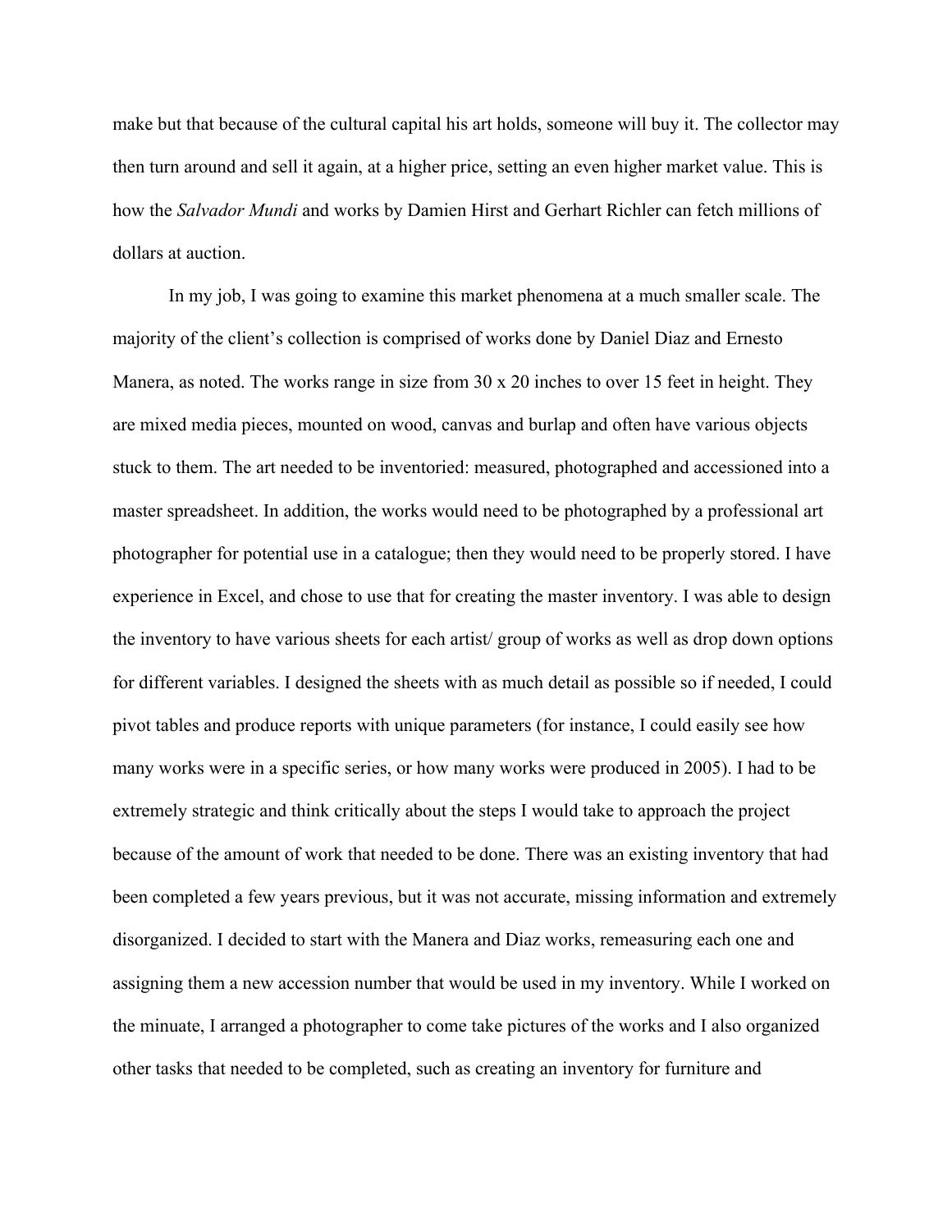make but that because of the cultural capital his art holds, someone will buy it. The collector may then turn around and sell it again, at a higher price, setting an even higher market value. This is how the *Salvador Mundi* and works by Damien Hirst and Gerhart Richler can fetch millions of dollars at auction.

In my job, I was going to examine this market phenomena at a much smaller scale. The majority of the client's collection is comprised of works done by Daniel Diaz and Ernesto Manera, as noted. The works range in size from 30 x 20 inches to over 15 feet in height. They are mixed media pieces, mounted on wood, canvas and burlap and often have various objects stuck to them. The art needed to be inventoried: measured, photographed and accessioned into a master spreadsheet. In addition, the works would need to be photographed by a professional art photographer for potential use in a catalogue; then they would need to be properly stored. I have experience in Excel, and chose to use that for creating the master inventory. I was able to design the inventory to have various sheets for each artist/ group of works as well as drop down options for different variables. I designed the sheets with as much detail as possible so if needed, I could pivot tables and produce reports with unique parameters (for instance, I could easily see how many works were in a specific series, or how many works were produced in 2005). I had to be extremely strategic and think critically about the steps I would take to approach the project because of the amount of work that needed to be done. There was an existing inventory that had been completed a few years previous, but it was not accurate, missing information and extremely disorganized. I decided to start with the Manera and Diaz works, remeasuring each one and assigning them a new accession number that would be used in my inventory. While I worked on the minuate, I arranged a photographer to come take pictures of the works and I also organized other tasks that needed to be completed, such as creating an inventory for furniture and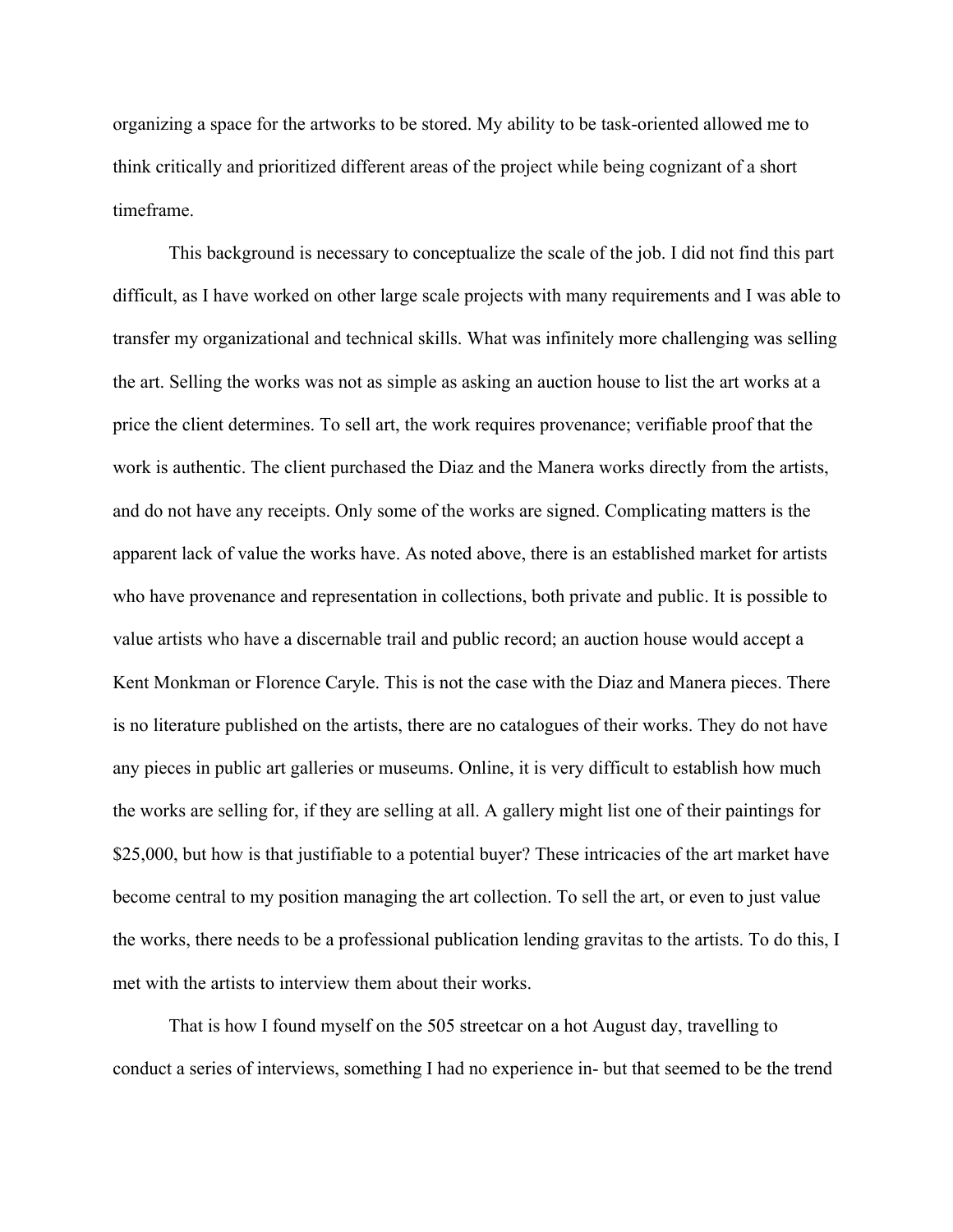organizing a space for the artworks to be stored. My ability to be task-oriented allowed me to think critically and prioritized different areas of the project while being cognizant of a short timeframe.

This background is necessary to conceptualize the scale of the job. I did not find this part difficult, as I have worked on other large scale projects with many requirements and I was able to transfer my organizational and technical skills. What was infinitely more challenging was selling the art. Selling the works was not as simple as asking an auction house to list the art works at a price the client determines. To sell art, the work requires provenance; verifiable proof that the work is authentic. The client purchased the Diaz and the Manera works directly from the artists, and do not have any receipts. Only some of the works are signed. Complicating matters is the apparent lack of value the works have. As noted above, there is an established market for artists who have provenance and representation in collections, both private and public. It is possible to value artists who have a discernable trail and public record; an auction house would accept a Kent Monkman or Florence Caryle. This is not the case with the Diaz and Manera pieces. There is no literature published on the artists, there are no catalogues of their works. They do not have any pieces in public art galleries or museums. Online, it is very difficult to establish how much the works are selling for, if they are selling at all. A gallery might list one of their paintings for $25,000, but how is that justifiable to a potential buyer? These intricacies of the art market have become central to my position managing the art collection. To sell the art, or even to just value the works, there needs to be a professional publication lending gravitas to the artists. To do this, I met with the artists to interview them about their works.

That is how I found myself on the 505 streetcar on a hot August day, travelling to conduct a series of interviews, something I had no experience in- but that seemed to be the trend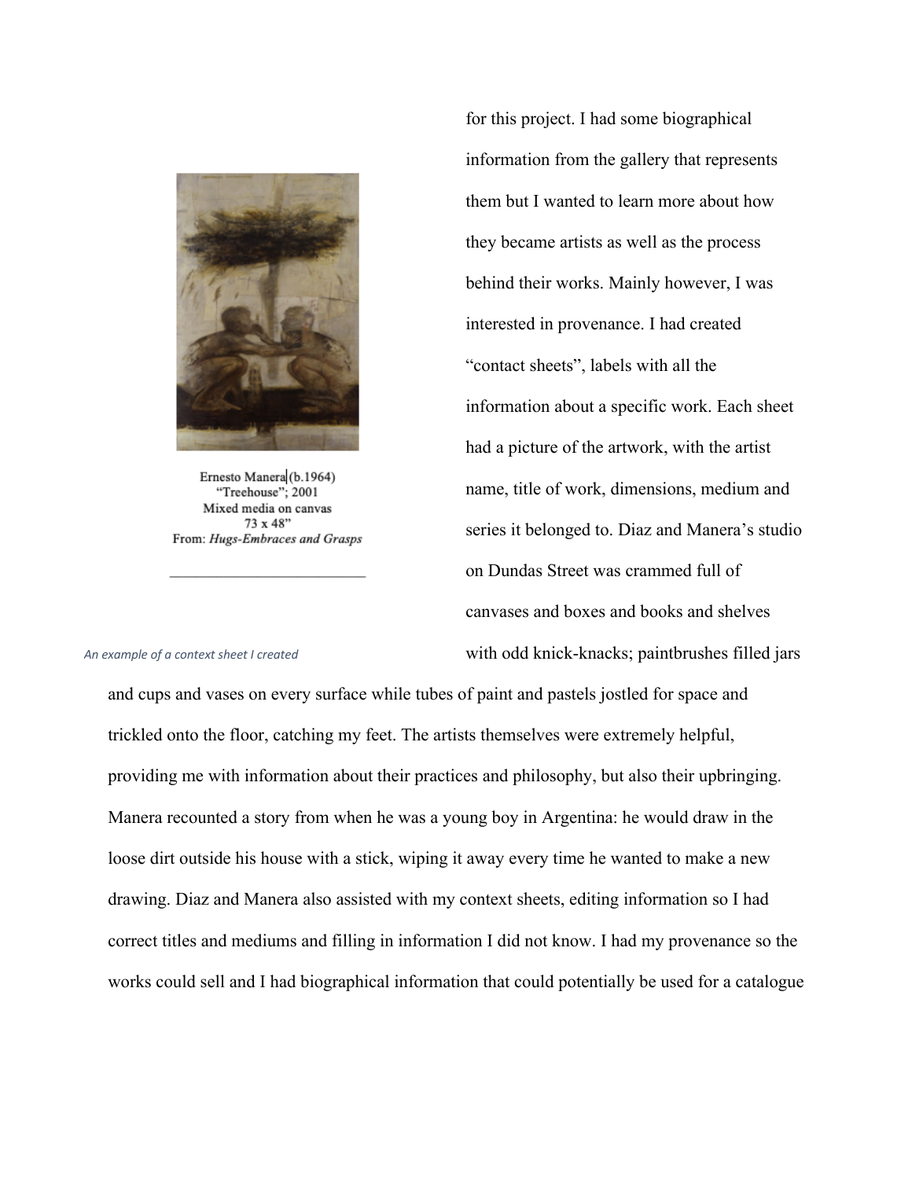Ernesto Manera (b.1964)
"Treehouse"; 2001
Mixed media on canvas
73 x 48"
From: *Hugs-Embraces and Grasps*

*An example of a context sheet I created*

for this project. I had some biographical information from the gallery that represents them but I wanted to learn more about how they became artists as well as the process behind their works. Mainly however, I was interested in provenance. I had created "contact sheets", labels with all the information about a specific work. Each sheet had a picture of the artwork, with the artist name, title of work, dimensions, medium and series it belonged to. Diaz and Manera's studio on Dundas Street was crammed full of canvases and boxes and books and shelves with odd knick-knacks; paintbrushes filled jars and cups and vases on every surface while tubes of paint and pastels jostled for space and trickled onto the floor, catching my feet. The artists themselves were extremely helpful, providing me with information about their practices and philosophy, but also their upbringing. Manera recounted a story from when he was a young boy in Argentina: he would draw in the loose dirt outside his house with a stick, wiping it away every time he wanted to make a new drawing. Diaz and Manera also assisted with my context sheets, editing information so I had correct titles and mediums and filling in information I did not know. I had my provenance so the works could sell and I had biographical information that could potentially be used for a catalogue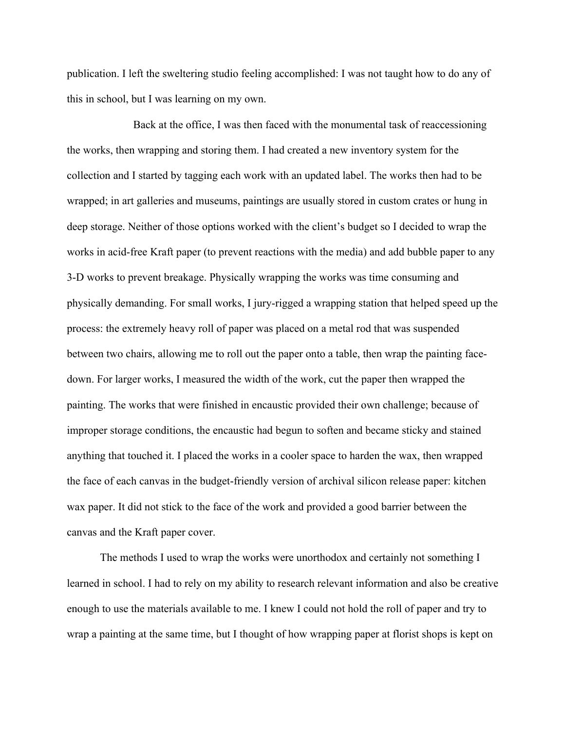publication. I left the sweltering studio feeling accomplished: I was not taught how to do any of this in school, but I was learning on my own.

Back at the office, I was then faced with the monumental task of reaccessioning the works, then wrapping and storing them. I had created a new inventory system for the collection and I started by tagging each work with an updated label. The works then had to be wrapped; in art galleries and museums, paintings are usually stored in custom crates or hung in deep storage. Neither of those options worked with the client's budget so I decided to wrap the works in acid-free Kraft paper (to prevent reactions with the media) and add bubble paper to any 3-D works to prevent breakage. Physically wrapping the works was time consuming and physically demanding. For small works, I jury-rigged a wrapping station that helped speed up the process: the extremely heavy roll of paper was placed on a metal rod that was suspended between two chairs, allowing me to roll out the paper onto a table, then wrap the painting face-down. For larger works, I measured the width of the work, cut the paper then wrapped the painting. The works that were finished in encaustic provided their own challenge; because of improper storage conditions, the encaustic had begun to soften and became sticky and stained anything that touched it. I placed the works in a cooler space to harden the wax, then wrapped the face of each canvas in the budget-friendly version of archival silicon release paper: kitchen wax paper. It did not stick to the face of the work and provided a good barrier between the canvas and the Kraft paper cover.

The methods I used to wrap the works were unorthodox and certainly not something I learned in school. I had to rely on my ability to research relevant information and also be creative enough to use the materials available to me. I knew I could not hold the roll of paper and try to wrap a painting at the same time, but I thought of how wrapping paper at florist shops is kept on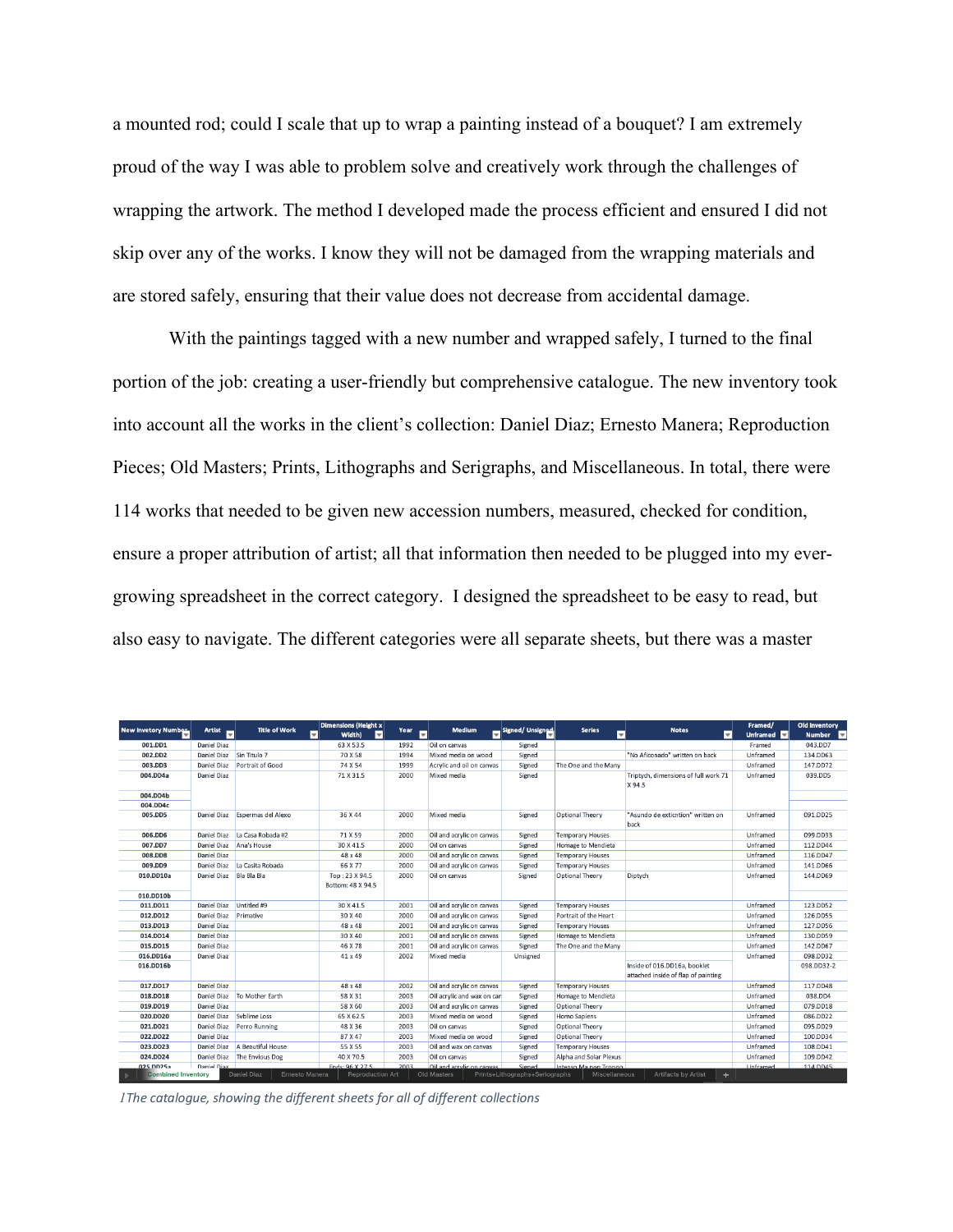a mounted rod; could I scale that up to wrap a painting instead of a bouquet? I am extremely proud of the way I was able to problem solve and creatively work through the challenges of wrapping the artwork. The method I developed made the process efficient and ensured I did not skip over any of the works. I know they will not be damaged from the wrapping materials and are stored safely, ensuring that their value does not decrease from accidental damage.

With the paintings tagged with a new number and wrapped safely, I turned to the final portion of the job: creating a user-friendly but comprehensive catalogue. The new inventory took into account all the works in the client's collection: Daniel Diaz; Ernesto Manera; Reproduction Pieces; Old Masters; Prints, Lithographs and Serigraphs, and Miscellaneous. In total, there were 114 works that needed to be given new accession numbers, measured, checked for condition, ensure a proper attribution of artist; all that information then needed to be plugged into my ever-growing spreadsheet in the correct category. I designed the spreadsheet to be easy to read, but also easy to navigate. The different categories were all separate sheets, but there was a master

| New Invetory Number | Artist | Title of Work | Dimensions (Height x Width) | Year | Medium | Signed/ Unsigned | Series | Notes | Framed/ Unframed | Old Inventory Number |
|---|---|---|---|---|---|---|---|---|---|---|
| 001.DD1 | Daniel Diaz | | 63 X 53.5 | 1992 | Oil on canvas | Signed | | | Framed | 043.DD7 |
| 002.DD2 | Daniel Diaz | Sin Titulo 7 | 70 X 58 | 1994 | Mixed media on wood | Signed | | "No Aficonado" written on back | Unframed | 134.DD63 |
| 003.DD3 | Daniel Diaz | Portrait of Good | 74 X 54 | 1999 | Acrylic and oil on canvas | Signed | The One and the Many | | Unframed | 147.DD72 |
| 004.DD4a | Daniel Diaz | | 71 X 31.5 | 2000 | Mixed media | Signed | | Triptych, dimensions of full work 71 X 94.5 | Unframed | 039.DD5 |
| 004.DD4b | | | | | | | | | | |
| 004.DD4c | | | | | | | | | | |
| 005.DD5 | Daniel Diaz | Espermas del Alexo | 36 X 44 | 2000 | Mixed media | Signed | Optional Theory | "Asundo de extinction" written on back | Unframed | 091.DD25 |
| 006.DD6 | Daniel Diaz | La Casa Robada #2 | 71 X 59 | 2000 | Oil and acrylic on canvas | Signed | Temporary Houses | | Unframed | 099.DD33 |
| 007.DD7 | Daniel Diaz | Ana's House | 30 X 41.5 | 2000 | Oil on canvas | Signed | Homage to Mendieta | | Unframed | 112.DD44 |
| 008.DD8 | Daniel Diaz | | 48 x 48 | 2000 | Oil and acrylic on canvas | Signed | Temporary Houses | | Unframed | 116.DD47 |
| 009.DD9 | Daniel Diaz | La Casita Robada | 66 X 77 | 2000 | Oil and acrylic on canvas | Signed | Temporary Houses | | Unframed | 141.DD66 |
| 010.DD10a | Daniel Diaz | Bla Bla Bla | Top : 23 X 94.5 Bottom: 48 X 94.5 | 2000 | Oil on canvas | Signed | Optional Theory | Diptych | Unframed | 144.DD69 |
| 010.DD10b | | | | | | | | | | |
| 011.DD11 | Daniel Diaz | Untitled #9 | 30 X 41.5 | 2001 | Oil and acrylic on canvas | Signed | Temporary Houses | | Unframed | 123.DD52 |
| 012.DD12 | Daniel Diaz | Primative | 30 X 40 | 2000 | Oil and acrylic on canvas | Signed | Portrait of the Heart | | Unframed | 126.DD55 |
| 013.DD13 | Daniel Diaz | | 48 x 48 | 2001 | Oil and acrylic on canvas | Signed | Temporary Houses | | Unframed | 127.DD56 |
| 014.DD14 | Daniel Diaz | | 30 X 40 | 2001 | Oil and acrylic on canvas | Signed | Homage to Mendieta | | Unframed | 130.DD59 |
| 015.DD15 | Daniel Diaz | | 46 X 78 | 2001 | Oil and acrylic on canvas | Signed | The One and the Many | | Unframed | 142.DD67 |
| 016.DD16a | Daniel Diaz | | 41 x 49 | 2002 | Mixed media | Unsigned | | | Unframed | 098.DD32 |
| 016.DD16b | | | | | | | | Inside of 016.DD16a, booklet attached inside of flap of painting | | 098.DD32-2 |
| 017.DD17 | Daniel Diaz | | 48 x 48 | 2002 | Oil and acrylic on canvas | Signed | Temporary Houses | | Unframed | 117.DD48 |
| 018.DD18 | Daniel Diaz | To Mother Earth | 58 X 31 | 2003 | Oil acrylic and wax on car | Signed | Homage to Mendieta | | Unframed | 038.DD4 |
| 019.DD19 | Daniel Diaz | | 58 X 60 | 2003 | Oil and acrylic on canvas | Signed | Optional Theory | | Unframed | 079.DD18 |
| 020.DD20 | Daniel Diaz | Svblime Loss | 65 X 62.5 | 2003 | Mixed media on wood | Signed | Homo Sapiens | | Unframed | 086.DD22 |
| 021.DD21 | Daniel Diaz | Perro Running | 48 X 36 | 2003 | Oil on canvas | Signed | Optional Theory | | Unframed | 095.DD29 |
| 022.DD22 | Daniel Diaz | | 87 X 47 | 2003 | Mixed media on wood | Signed | Optional Theory | | Unframed | 100.DD34 |
| 023.DD23 | Daniel Diaz | A Beautiful House | 55 X 55 | 2003 | Oil and wax on canvas | Signed | Temporary Houses | | Unframed | 108.DD41 |
| 024.DD24 | Daniel Diaz | The Envious Dog | 40 X 70.5 | 2003 | Oil on canvas | Signed | Alpha and Solar Plexus | | Unframed | 109.DD42 |
| 025.DD25a | Daniel Diaz | | Ends: 96 X 27.5 | 2003 | Oil and acrylic on canvas | Signed | Intenso Ma non Troppo | | Unframed | 114.DD45 |

Sheet tabs: Combined Inventory | Daniel Diaz | Ernesto Manera | Reproduction Art | Old Masters | Prints+Lithographs+Seriographs | Miscellaneous | Artifacts by Artist

*The catalogue, showing the different sheets for all of different collections*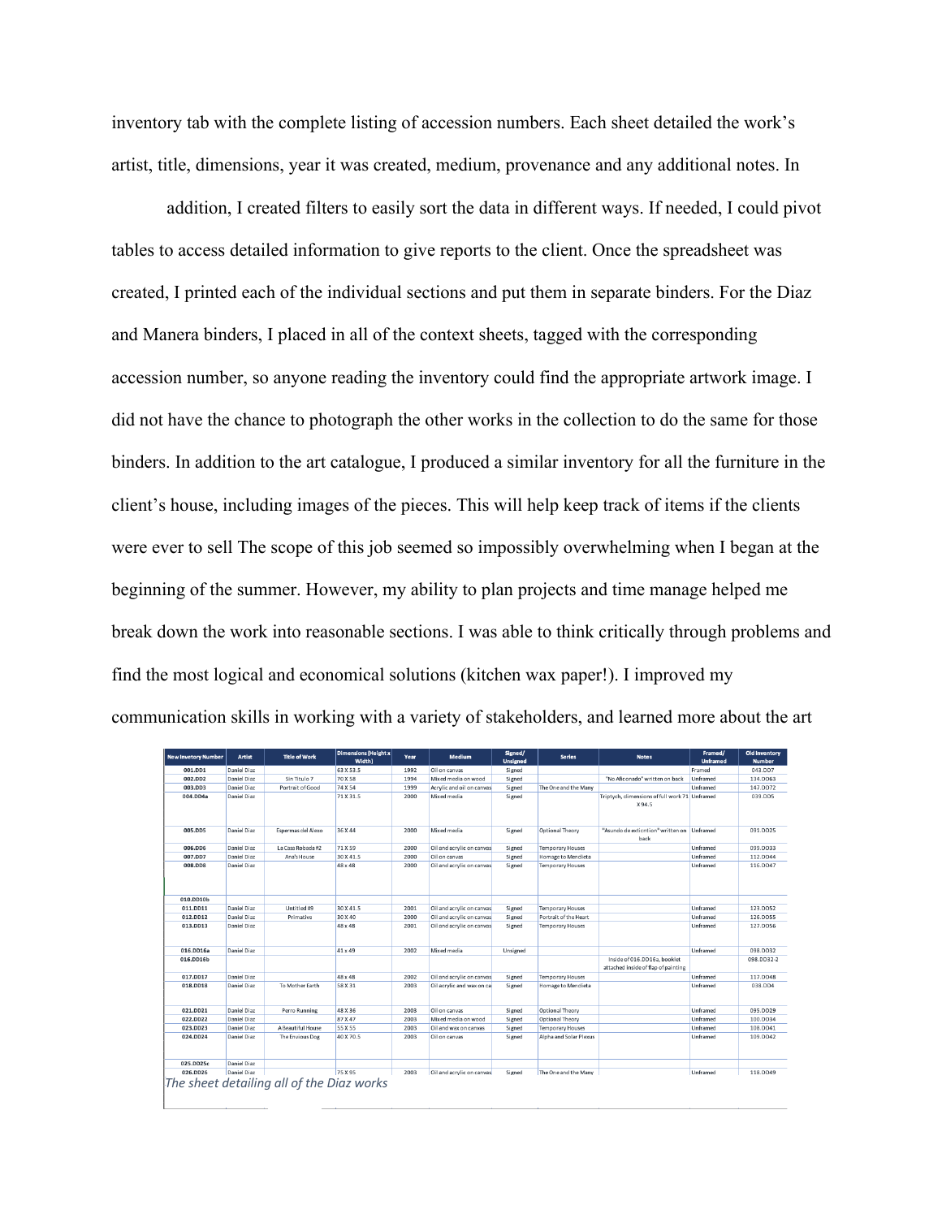inventory tab with the complete listing of accession numbers. Each sheet detailed the work's artist, title, dimensions, year it was created, medium, provenance and any additional notes. In

addition, I created filters to easily sort the data in different ways. If needed, I could pivot tables to access detailed information to give reports to the client. Once the spreadsheet was created, I printed each of the individual sections and put them in separate binders. For the Diaz and Manera binders, I placed in all of the context sheets, tagged with the corresponding accession number, so anyone reading the inventory could find the appropriate artwork image. I did not have the chance to photograph the other works in the collection to do the same for those binders. In addition to the art catalogue, I produced a similar inventory for all the furniture in the client's house, including images of the pieces. This will help keep track of items if the clients were ever to sell The scope of this job seemed so impossibly overwhelming when I began at the beginning of the summer. However, my ability to plan projects and time manage helped me break down the work into reasonable sections. I was able to think critically through problems and find the most logical and economical solutions (kitchen wax paper!). I improved my communication skills in working with a variety of stakeholders, and learned more about the art

| New Invetory Number | Artist | Title of Work | Dimensions (Height x Width) | Year | Medium | Signed/ Unsigned | Series | Notes | Framed/ Unframed | Old Inventory Number |
|---|---|---|---|---|---|---|---|---|---|---|
| 001.DD1 | Daniel Diaz | | 63 X 53.5 | 1992 | Oil on canvas | Signed | | | Framed | 043.DO7 |
| 002.DD2 | Daniel Diaz | Sin Titulo 7 | 70 X 58 | 1994 | Mixed media on wood | Signed | | "No Aficonado" written on back | Unframed | 134.DO63 |
| 003.DD3 | Daniel Diaz | Portrait of Good | 74 X 54 | 1999 | Acrylic and oil on canvas | Signed | The One and the Many | | Unframed | 147.DO72 |
| 004.DD4a | Daniel Diaz | | 71 X 31.5 | 2000 | Mixed media | Signed | | Triptych, dimensions of full work 71 X 94.5 | Unframed | 039.DO5 |
| 005.DD5 | Daniel Diaz | Espermas del Alexo | 36 X 44 | 2000 | Mixed media | Signed | Optional Theory | "Asundo de extinction" written on back | Unframed | 091.DO25 |
| 006.DD6 | Daniel Diaz | La Casa Robada #2 | 71 X 59 | 2000 | Oil and acrylic on canvas | Signed | Temporary Houses | | Unframed | 099.DO33 |
| 007.DD7 | Daniel Diaz | Ana's House | 30 X 41.5 | 2000 | Oil on canvas | Signed | Homage to Mendieta | | Unframed | 112.DO44 |
| 008.DD8 | Daniel Diaz | | 48 x 48 | 2000 | Oil and acrylic on canvas | Signed | Temporary Houses | | Unframed | 116.DO47 |
| 010.DD10b | | | | | | | | | | |
| 011.DD11 | Daniel Diaz | Untitled #9 | 30 X 41.5 | 2001 | Oil and acrylic on canvas | Signed | Temporary Houses | | Unframed | 123.DO52 |
| 012.DD12 | Daniel Diaz | Primative | 30 X 40 | 2000 | Oil and acrylic on canvas | Signed | Portrait of the Heart | | Unframed | 126.DO55 |
| 013.DD13 | Daniel Diaz | | 48 x 48 | 2001 | Oil and acrylic on canvas | Signed | Temporary Houses | | Unframed | 127.DO56 |
| 016.DD16a | Daniel Diaz | | 41 x 49 | 2002 | Mixed media | Unsigned | | | Unframed | 098.DO32 |
| 016.DD16b | | | | | | | | Inside of 016.DD16a, booklet attached inside of flap of painting | | 098.DO32-2 |
| 017.DD17 | Daniel Diaz | | 48 x 48 | 2002 | Oil and acrylic on canvas | Signed | Temporary Houses | | Unframed | 117.DO48 |
| 018.DD18 | Daniel Diaz | To Mother Earth | 58 X 31 | 2003 | Oil acrylic and wax on ca | Signed | Homage to Mendieta | | Unframed | 038.DO4 |
| 021.DD21 | Daniel Diaz | Perro Running | 48 X 36 | 2003 | Oil on canvas | Signed | Optional Theory | | Unframed | 095.DO29 |
| 022.DD22 | Daniel Diaz | | 87 X 47 | 2003 | Mixed media on wood | Signed | Optional Theory | | Unframed | 100.DO34 |
| 023.DD23 | Daniel Diaz | A Beautiful House | 55 X 55 | 2003 | Oil and wax on canvas | Signed | Temporary Houses | | Unframed | 108.DO41 |
| 024.DD24 | Daniel Diaz | The Envious Dog | 40 X 70.5 | 2003 | Oil on canvas | Signed | Alpha and Solar Plexus | | Unframed | 109.DO42 |
| 025.DD25c | Daniel Diaz | | | | | | | | | |
| 026.DD26 | Daniel Diaz | | 75 X 95 | 2003 | Oil and acrylic on canvas | Signed | The One and the Many | | Unframed | 118.DO49 |

*The sheet detailing all of the Diaz works*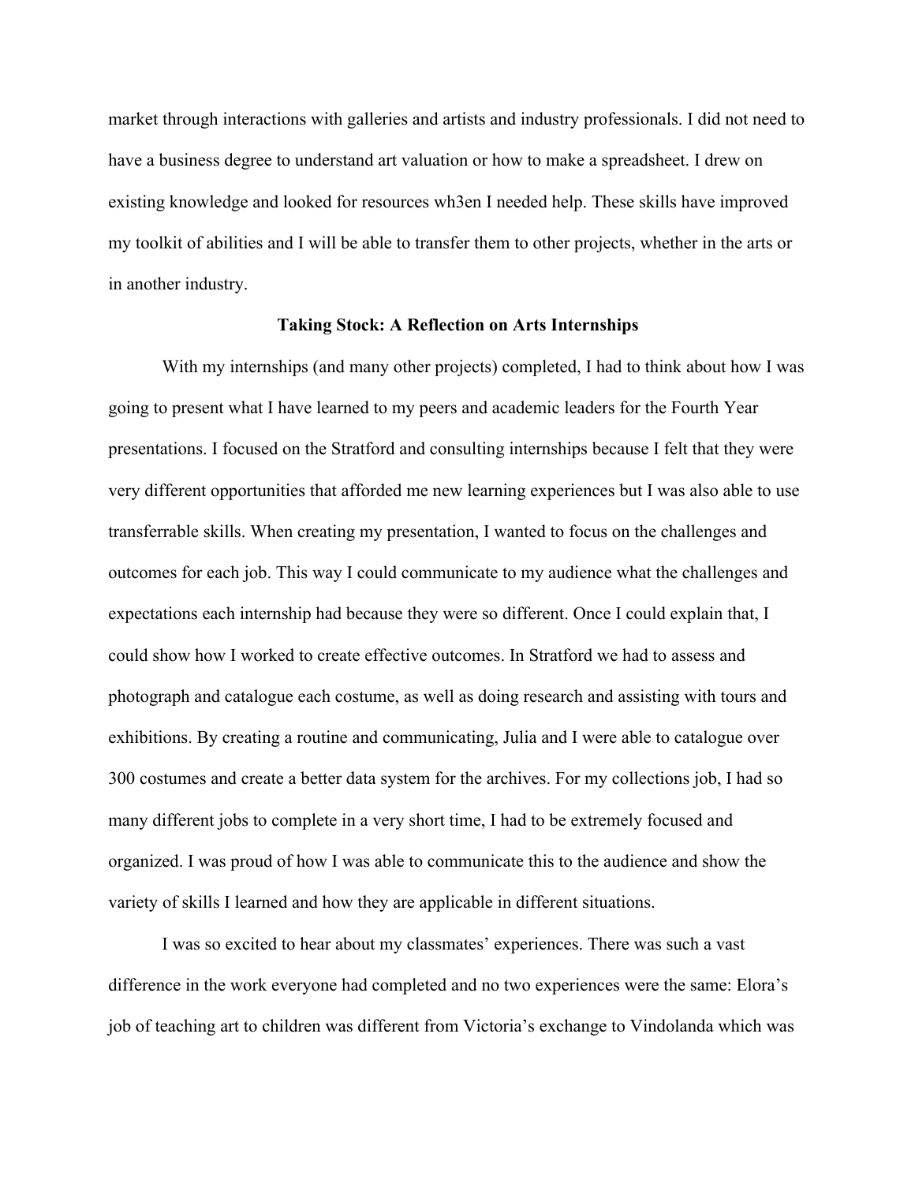market through interactions with galleries and artists and industry professionals. I did not need to have a business degree to understand art valuation or how to make a spreadsheet. I drew on existing knowledge and looked for resources wh3en I needed help. These skills have improved my toolkit of abilities and I will be able to transfer them to other projects, whether in the arts or in another industry.

## Taking Stock: A Reflection on Arts Internships

With my internships (and many other projects) completed, I had to think about how I was going to present what I have learned to my peers and academic leaders for the Fourth Year presentations. I focused on the Stratford and consulting internships because I felt that they were very different opportunities that afforded me new learning experiences but I was also able to use transferrable skills. When creating my presentation, I wanted to focus on the challenges and outcomes for each job. This way I could communicate to my audience what the challenges and expectations each internship had because they were so different. Once I could explain that, I could show how I worked to create effective outcomes. In Stratford we had to assess and photograph and catalogue each costume, as well as doing research and assisting with tours and exhibitions. By creating a routine and communicating, Julia and I were able to catalogue over 300 costumes and create a better data system for the archives. For my collections job, I had so many different jobs to complete in a very short time, I had to be extremely focused and organized. I was proud of how I was able to communicate this to the audience and show the variety of skills I learned and how they are applicable in different situations.

I was so excited to hear about my classmates' experiences. There was such a vast difference in the work everyone had completed and no two experiences were the same: Elora's job of teaching art to children was different from Victoria's exchange to Vindolanda which was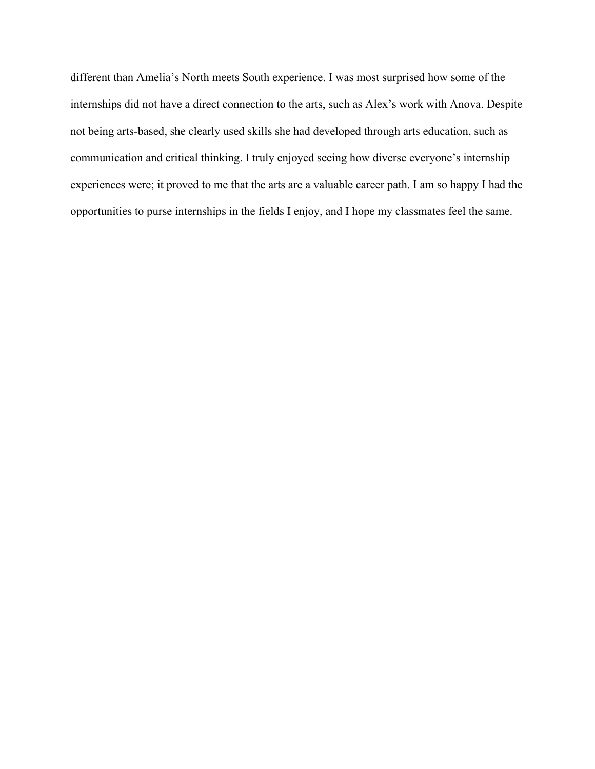different than Amelia's North meets South experience. I was most surprised how some of the internships did not have a direct connection to the arts, such as Alex's work with Anova. Despite not being arts-based, she clearly used skills she had developed through arts education, such as communication and critical thinking. I truly enjoyed seeing how diverse everyone's internship experiences were; it proved to me that the arts are a valuable career path. I am so happy I had the opportunities to purse internships in the fields I enjoy, and I hope my classmates feel the same.